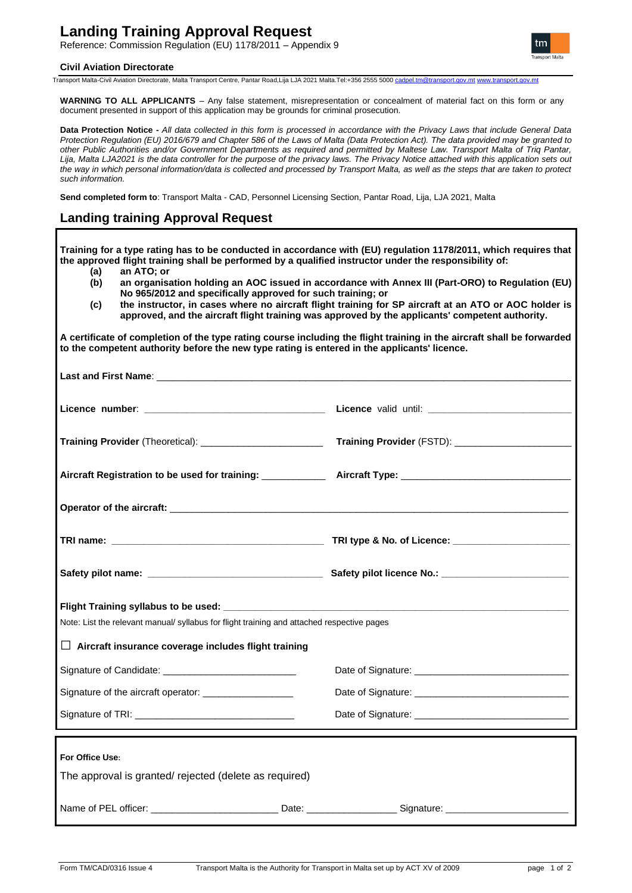# Landing Training Approval Request

Reference: Commission Regulation (EU) 1178/2011 – Appendix 9

**Civil Aviation Directorate**

Transport Malta-Civil Aviation Directorate, Malta Transport Centre, Pantar Road,Lija LJA 2021 Malta.Tel:+356 2555 5000 cadpel.tm@transport.gov.mt www.transport.gov.mt

**WARNING TO ALL APPLICANTS** – Any false statement, misrepresentation or concealment of material fact on this form or any document presented in support of this application may be grounds for criminal prosecution.

**Data Protection Notice -** *All data collected in this form is processed in accordance with the Privacy Laws that include General Data Protection Regulation (EU) 2016/679 and Chapter 586 of the Laws of Malta (Data Protection Act). The data provided may be granted to other Public Authorities and/or Government Departments as required and permitted by Maltese Law. Transport Malta of Triq Pantar, Lija, Malta LJA2021 is the data controller for the purpose of the privacy laws. The Privacy Notice attached with this application sets out the way in which personal information/data is collected and processed by Transport Malta, as well as the steps that are taken to protect such information.*

**Send completed form to**: Transport Malta - CAD, Personnel Licensing Section, Pantar Road, Lija, LJA 2021, Malta

## Landing training Approval Request

**Training for a type rating has to be conducted in accordance with (EU) regulation 1178/2011, which requires that the approved flight training shall be performed by a qualified instructor under the responsibility of:**

- **(a) an ATO; or**
- **(b) an organisation holding an AOC issued in accordance with Annex III (Part-ORO) to Regulation (EU) No 965/2012 and specifically approved for such training; or**
- **(c) the instructor, in cases where no aircraft flight training for SP aircraft at an ATO or AOC holder is approved, and the aircraft flight training was approved by the applicants' competent authority.**

**A certificate of completion of the type rating course including the flight training in the aircraft shall be forwarded to the competent authority before the new type rating is entered in the applicants' licence.**

**Last and First Name**: ______________________________

**Licence number**: ______________________________ **Licence** valid until: ______________________________

**Training Provider** (Theoretical): ______________________________ **Training Provider** (FSTD): ______________________________

**Aircraft Registration to be used for training:** ____________ **Aircraft Type:** ______________________________

**Operator of the aircraft:** ______________________________

**TRI name:** ______________________________ **TRI type & No. of Licence:** ______________________________

**Safety pilot name:** ______________________________ **Safety pilot licence No.:** ______________________________

**Flight Training syllabus to be used:** ______________________________

Note: List the relevant manual/ syllabus for flight training and attached respective pages

☐ **Aircraft insurance coverage includes flight training**

Signature of Candidate: ______________________________ Date of Signature: ______________________________

Signature of the aircraft operator: ______________________________ Date of Signature: ______________________________

Signature of TRI: ______________________________ Date of Signature: ______________________________

**For Office Use:**

The approval is granted/ rejected (delete as required)

Name of PEL officer: ______________________________ Date: ________________ Signature: ______________________________

Form TM/CAD/0316 Issue 4 Transport Malta is the Authority for Transport in Malta set up by ACT XV of 2009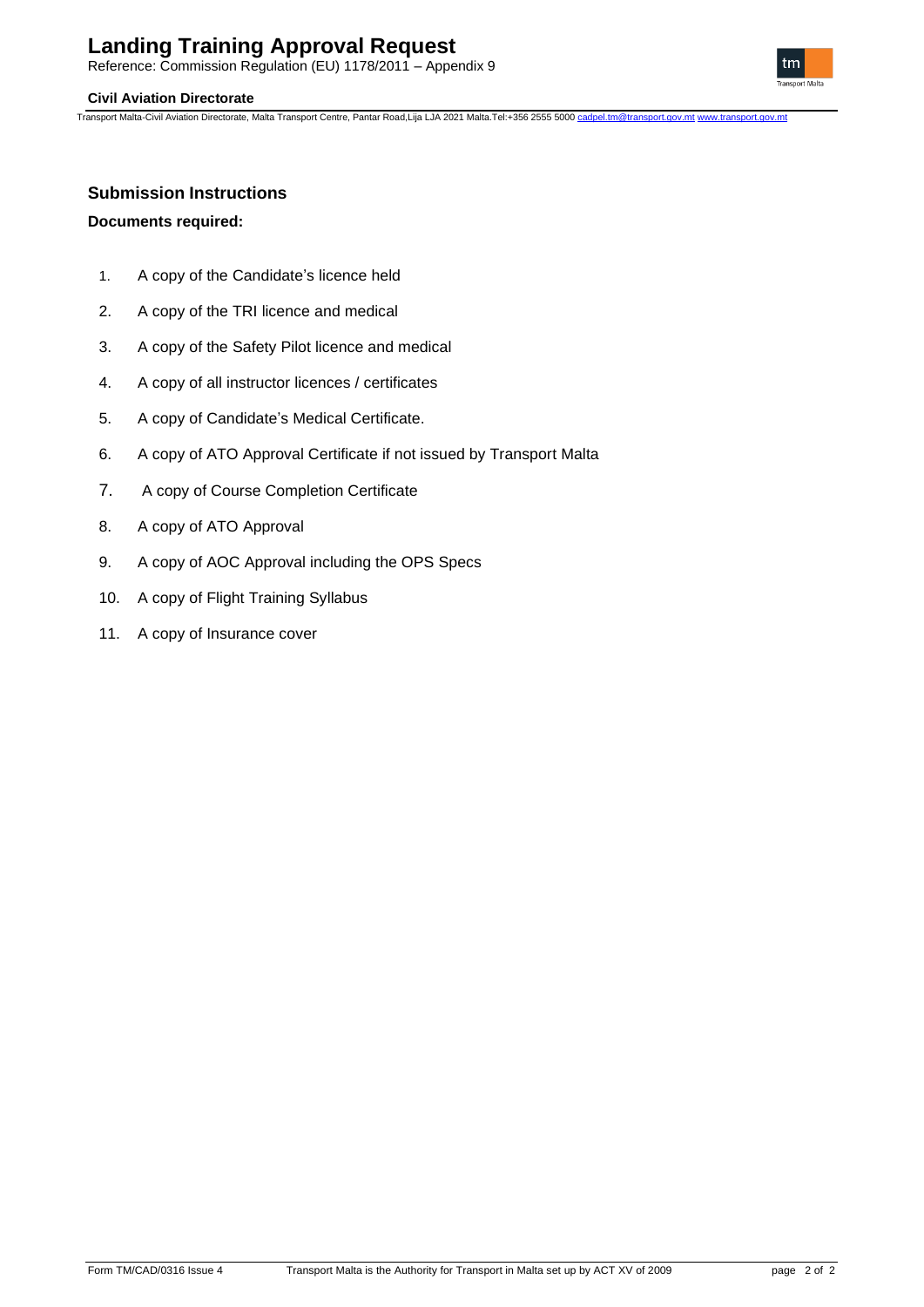## Submission Instructions

**Documents required:**

1. A copy of the Candidate's licence held
2. A copy of the TRI licence and medical
3. A copy of the Safety Pilot licence and medical
4. A copy of all instructor licences / certificates
5. A copy of Candidate's Medical Certificate.
6. A copy of ATO Approval Certificate if not issued by Transport Malta
7. A copy of Course Completion Certificate
8. A copy of ATO Approval
9. A copy of AOC Approval including the OPS Specs
10. A copy of Flight Training Syllabus
11. A copy of Insurance cover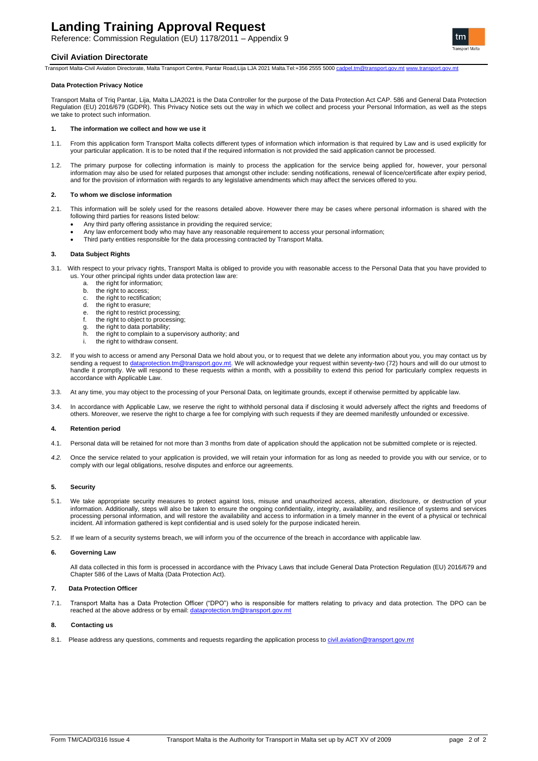# Landing Training Approval Request

Reference: Commission Regulation (EU) 1178/2011 – Appendix 9

## Civil Aviation Directorate

Transport Malta-Civil Aviation Directorate, Malta Transport Centre, Pantar Road,Lija LJA 2021 Malta.Tel:+356 2555 5000 cadpel.tm@transport.gov.mt www.transport.gov.mt

**Data Protection Privacy Notice**

Transport Malta of Triq Pantar, Lija, Malta LJA2021 is the Data Controller for the purpose of the Data Protection Act CAP. 586 and General Data Protection Regulation (EU) 2016/679 (GDPR). This Privacy Notice sets out the way in which we collect and process your Personal Information, as well as the steps we take to protect such information.

**1. The information we collect and how we use it**

1.1. From this application form Transport Malta collects different types of information which information is that required by Law and is used explicitly for your particular application. It is to be noted that if the required information is not provided the said application cannot be processed.

1.2. The primary purpose for collecting information is mainly to process the application for the service being applied for, however, your personal information may also be used for related purposes that amongst other include: sending notifications, renewal of licence/certificate after expiry period, and for the provision of information with regards to any legislative amendments which may affect the services offered to you.

**2. To whom we disclose information**

2.1. This information will be solely used for the reasons detailed above. However there may be cases where personal information is shared with the following third parties for reasons listed below:

- Any third party offering assistance in providing the required service;
- Any law enforcement body who may have any reasonable requirement to access your personal information;
- Third party entities responsible for the data processing contracted by Transport Malta.

**3. Data Subject Rights**

3.1. With respect to your privacy rights, Transport Malta is obliged to provide you with reasonable access to the Personal Data that you have provided to us. Your other principal rights under data protection law are:

a. the right for information;
b. the right to access;
c. the right to rectification;
d. the right to erasure;
e. the right to restrict processing;
f. the right to object to processing;
g. the right to data portability;
h. the right to complain to a supervisory authority; and
i. the right to withdraw consent.

3.2. If you wish to access or amend any Personal Data we hold about you, or to request that we delete any information about you, you may contact us by sending a request to dataprotection.tm@transport.gov.mt. We will acknowledge your request within seventy-two (72) hours and will do our utmost to handle it promptly. We will respond to these requests within a month, with a possibility to extend this period for particularly complex requests in accordance with Applicable Law.

3.3. At any time, you may object to the processing of your Personal Data, on legitimate grounds, except if otherwise permitted by applicable law.

3.4. In accordance with Applicable Law, we reserve the right to withhold personal data if disclosing it would adversely affect the rights and freedoms of others. Moreover, we reserve the right to charge a fee for complying with such requests if they are deemed manifestly unfounded or excessive.

**4. Retention period**

4.1. Personal data will be retained for not more than 3 months from date of application should the application not be submitted complete or is rejected.

*4.2.* Once the service related to your application is provided, we will retain your information for as long as needed to provide you with our service, or to comply with our legal obligations, resolve disputes and enforce our agreements.

**5. Security**

5.1. We take appropriate security measures to protect against loss, misuse and unauthorized access, alteration, disclosure, or destruction of your information. Additionally, steps will also be taken to ensure the ongoing confidentiality, integrity, availability, and resilience of systems and services processing personal information, and will restore the availability and access to information in a timely manner in the event of a physical or technical incident. All information gathered is kept confidential and is used solely for the purpose indicated herein.

5.2. If we learn of a security systems breach, we will inform you of the occurrence of the breach in accordance with applicable law.

**6. Governing Law**

All data collected in this form is processed in accordance with the Privacy Laws that include General Data Protection Regulation (EU) 2016/679 and Chapter 586 of the Laws of Malta (Data Protection Act).

**7. Data Protection Officer**

7.1. Transport Malta has a Data Protection Officer ("DPO") who is responsible for matters relating to privacy and data protection. The DPO can be reached at the above address or by email: dataprotection.tm@transport.gov.mt

**8. Contacting us**

8.1. Please address any questions, comments and requests regarding the application process to civil.aviation@transport.gov.mt

Form TM/CAD/0316 Issue 4 — Transport Malta is the Authority for Transport in Malta set up by ACT XV of 2009